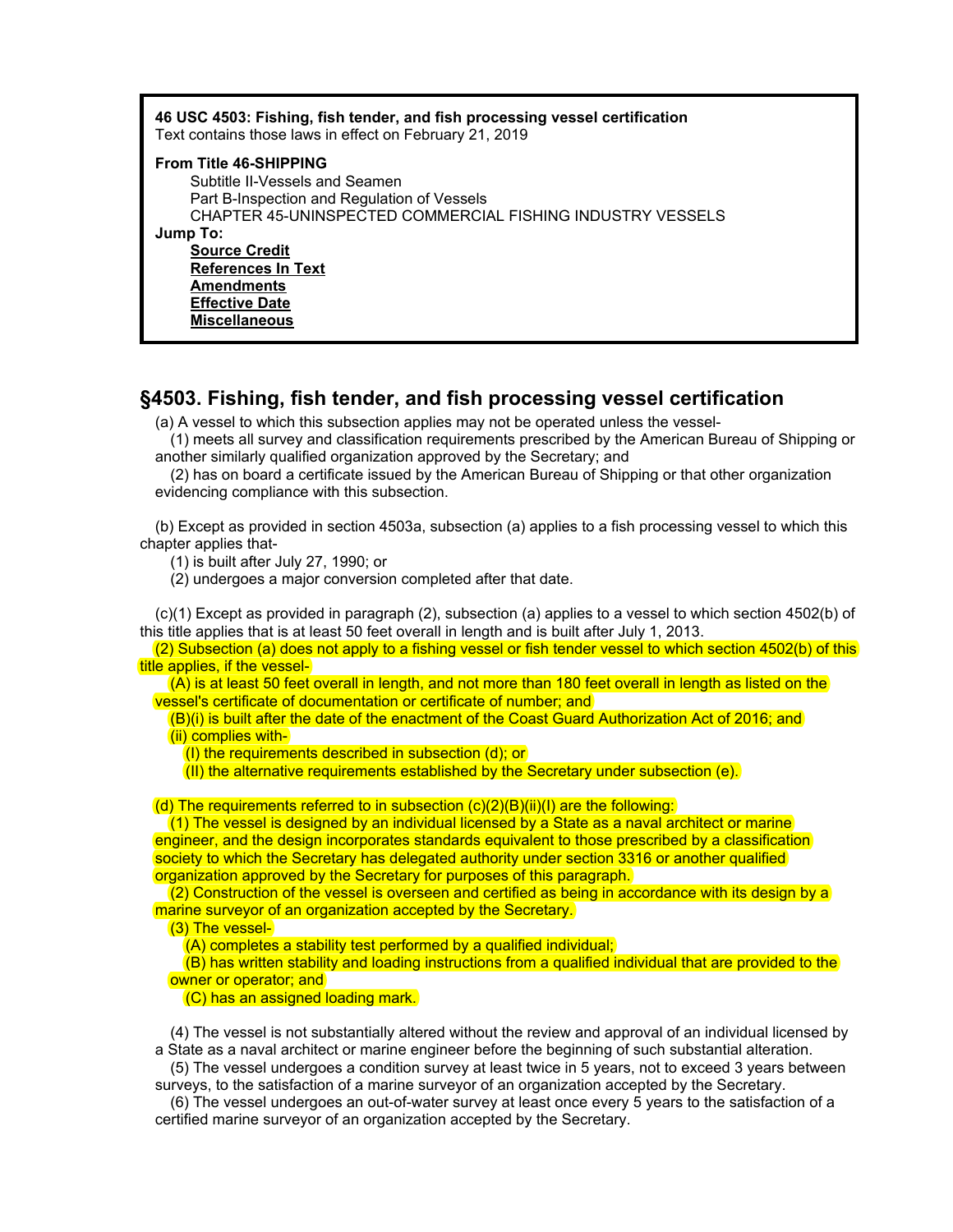**46 USC 4503: Fishing, fish tender, and fish processing vessel certification**
Text contains those laws in effect on February 21, 2019

**From Title 46-SHIPPING**

Subtitle II-Vessels and Seamen
Part B-Inspection and Regulation of Vessels
CHAPTER 45-UNINSPECTED COMMERCIAL FISHING INDUSTRY VESSELS

**Jump To:**

**Source Credit**
**References In Text**
**Amendments**
**Effective Date**
**Miscellaneous**

## §4503. Fishing, fish tender, and fish processing vessel certification

(a) A vessel to which this subsection applies may not be operated unless the vessel-

(1) meets all survey and classification requirements prescribed by the American Bureau of Shipping or another similarly qualified organization approved by the Secretary; and

(2) has on board a certificate issued by the American Bureau of Shipping or that other organization evidencing compliance with this subsection.

(b) Except as provided in section 4503a, subsection (a) applies to a fish processing vessel to which this chapter applies that-

(1) is built after July 27, 1990; or

(2) undergoes a major conversion completed after that date.

(c)(1) Except as provided in paragraph (2), subsection (a) applies to a vessel to which section 4502(b) of this title applies that is at least 50 feet overall in length and is built after July 1, 2013.

(2) Subsection (a) does not apply to a fishing vessel or fish tender vessel to which section 4502(b) of this title applies, if the vessel-

(A) is at least 50 feet overall in length, and not more than 180 feet overall in length as listed on the vessel's certificate of documentation or certificate of number; and

(B)(i) is built after the date of the enactment of the Coast Guard Authorization Act of 2016; and

(ii) complies with-

(I) the requirements described in subsection (d); or

(II) the alternative requirements established by the Secretary under subsection (e).

(d) The requirements referred to in subsection (c)(2)(B)(ii)(I) are the following:

(1) The vessel is designed by an individual licensed by a State as a naval architect or marine engineer, and the design incorporates standards equivalent to those prescribed by a classification society to which the Secretary has delegated authority under section 3316 or another qualified organization approved by the Secretary for purposes of this paragraph.

(2) Construction of the vessel is overseen and certified as being in accordance with its design by a marine surveyor of an organization accepted by the Secretary.

(3) The vessel-

(A) completes a stability test performed by a qualified individual;

(B) has written stability and loading instructions from a qualified individual that are provided to the owner or operator; and

(C) has an assigned loading mark.

(4) The vessel is not substantially altered without the review and approval of an individual licensed by a State as a naval architect or marine engineer before the beginning of such substantial alteration.

(5) The vessel undergoes a condition survey at least twice in 5 years, not to exceed 3 years between surveys, to the satisfaction of a marine surveyor of an organization accepted by the Secretary.

(6) The vessel undergoes an out-of-water survey at least once every 5 years to the satisfaction of a certified marine surveyor of an organization accepted by the Secretary.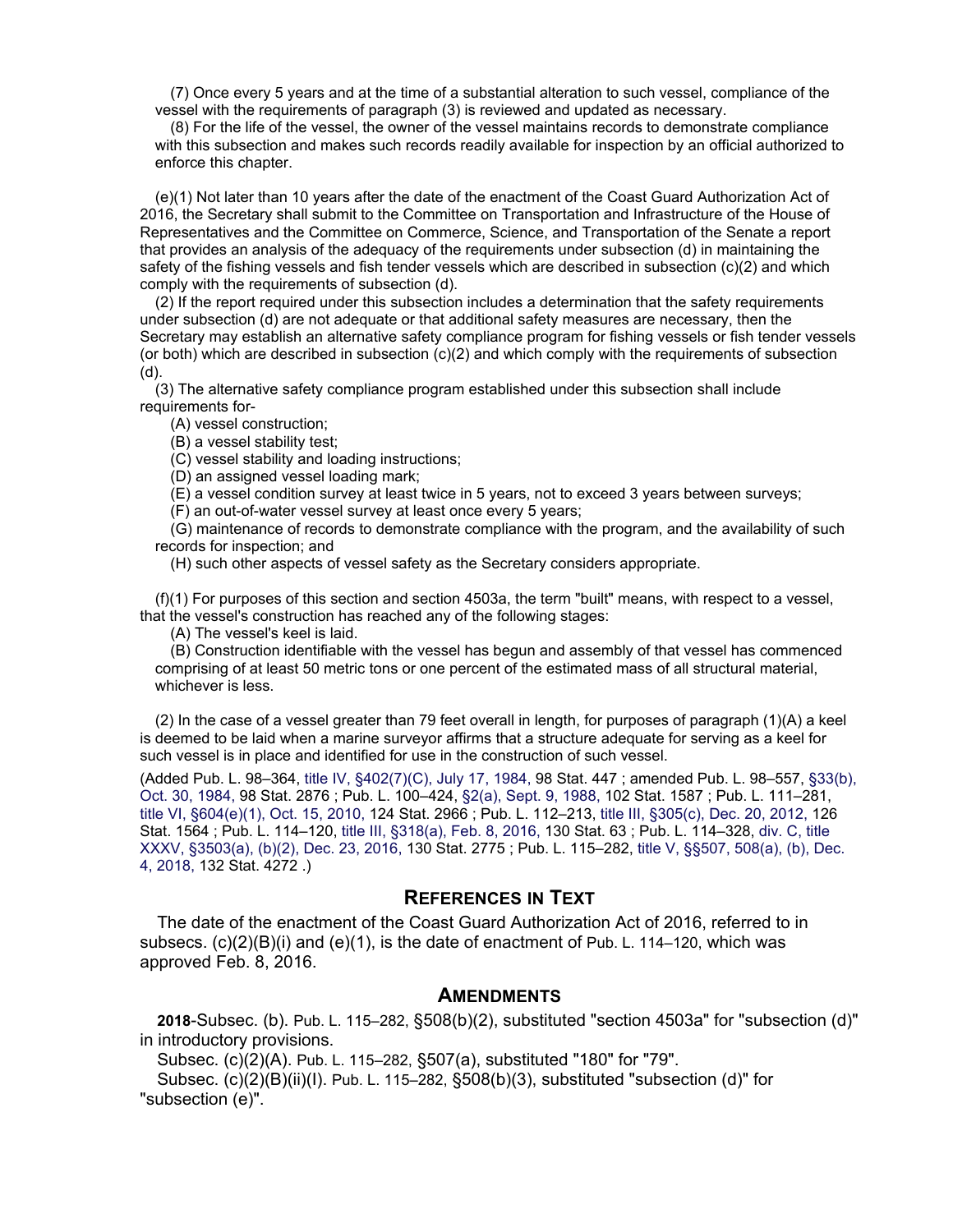(7) Once every 5 years and at the time of a substantial alteration to such vessel, compliance of the vessel with the requirements of paragraph (3) is reviewed and updated as necessary.

(8) For the life of the vessel, the owner of the vessel maintains records to demonstrate compliance with this subsection and makes such records readily available for inspection by an official authorized to enforce this chapter.

(e)(1) Not later than 10 years after the date of the enactment of the Coast Guard Authorization Act of 2016, the Secretary shall submit to the Committee on Transportation and Infrastructure of the House of Representatives and the Committee on Commerce, Science, and Transportation of the Senate a report that provides an analysis of the adequacy of the requirements under subsection (d) in maintaining the safety of the fishing vessels and fish tender vessels which are described in subsection (c)(2) and which comply with the requirements of subsection (d).

(2) If the report required under this subsection includes a determination that the safety requirements under subsection (d) are not adequate or that additional safety measures are necessary, then the Secretary may establish an alternative safety compliance program for fishing vessels or fish tender vessels (or both) which are described in subsection (c)(2) and which comply with the requirements of subsection (d).

(3) The alternative safety compliance program established under this subsection shall include requirements for-

(A) vessel construction;

(B) a vessel stability test;

(C) vessel stability and loading instructions;

(D) an assigned vessel loading mark;

(E) a vessel condition survey at least twice in 5 years, not to exceed 3 years between surveys;

(F) an out-of-water vessel survey at least once every 5 years;

(G) maintenance of records to demonstrate compliance with the program, and the availability of such records for inspection; and

(H) such other aspects of vessel safety as the Secretary considers appropriate.

(f)(1) For purposes of this section and section 4503a, the term "built" means, with respect to a vessel, that the vessel's construction has reached any of the following stages:

(A) The vessel's keel is laid.

(B) Construction identifiable with the vessel has begun and assembly of that vessel has commenced comprising of at least 50 metric tons or one percent of the estimated mass of all structural material, whichever is less.

(2) In the case of a vessel greater than 79 feet overall in length, for purposes of paragraph (1)(A) a keel is deemed to be laid when a marine surveyor affirms that a structure adequate for serving as a keel for such vessel is in place and identified for use in the construction of such vessel.

(Added Pub. L. 98–364, title IV, §402(7)(C), July 17, 1984, 98 Stat. 447 ; amended Pub. L. 98–557, §33(b), Oct. 30, 1984, 98 Stat. 2876 ; Pub. L. 100–424, §2(a), Sept. 9, 1988, 102 Stat. 1587 ; Pub. L. 111–281, title VI, §604(e)(1), Oct. 15, 2010, 124 Stat. 2966 ; Pub. L. 112–213, title III, §305(c), Dec. 20, 2012, 126 Stat. 1564 ; Pub. L. 114–120, title III, §318(a), Feb. 8, 2016, 130 Stat. 63 ; Pub. L. 114–328, div. C, title XXXV, §3503(a), (b)(2), Dec. 23, 2016, 130 Stat. 2775 ; Pub. L. 115–282, title V, §§507, 508(a), (b), Dec. 4, 2018, 132 Stat. 4272 .)

## References in Text

The date of the enactment of the Coast Guard Authorization Act of 2016, referred to in subsecs. (c)(2)(B)(i) and (e)(1), is the date of enactment of Pub. L. 114–120, which was approved Feb. 8, 2016.

## Amendments

**2018**-Subsec. (b). Pub. L. 115–282, §508(b)(2), substituted "section 4503a" for "subsection (d)" in introductory provisions.

Subsec. (c)(2)(A). Pub. L. 115–282, §507(a), substituted "180" for "79".

Subsec. (c)(2)(B)(ii)(I). Pub. L. 115–282, §508(b)(3), substituted "subsection (d)" for "subsection (e)".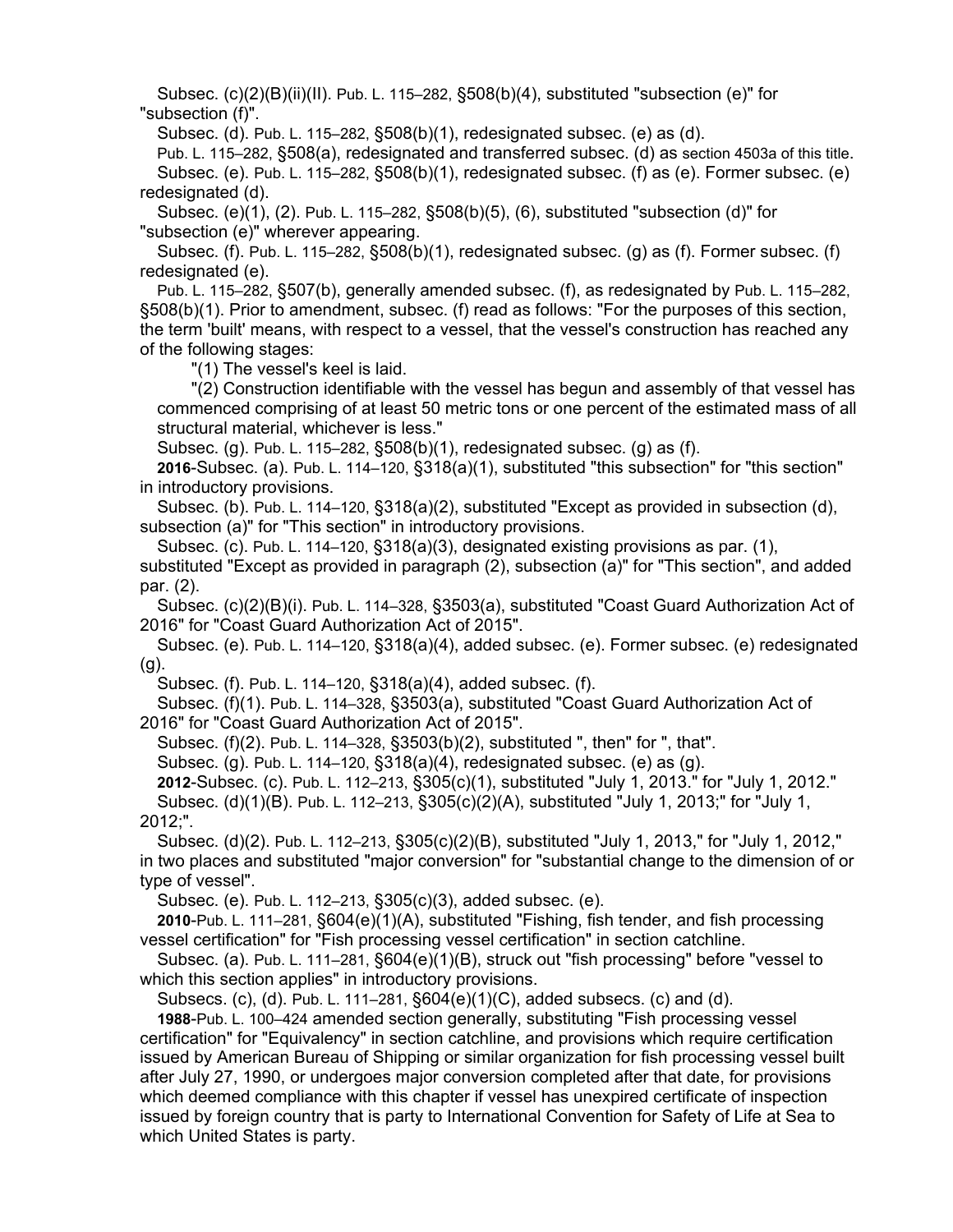Subsec. (c)(2)(B)(ii)(II). Pub. L. 115–282, §508(b)(4), substituted "subsection (e)" for "subsection (f)".

Subsec. (d). Pub. L. 115–282, §508(b)(1), redesignated subsec. (e) as (d).

Pub. L. 115–282, §508(a), redesignated and transferred subsec. (d) as section 4503a of this title.

Subsec. (e). Pub. L. 115–282, §508(b)(1), redesignated subsec. (f) as (e). Former subsec. (e) redesignated (d).

Subsec. (e)(1), (2). Pub. L. 115–282, §508(b)(5), (6), substituted "subsection (d)" for "subsection (e)" wherever appearing.

Subsec. (f). Pub. L. 115–282, §508(b)(1), redesignated subsec. (g) as (f). Former subsec. (f) redesignated (e).

Pub. L. 115–282, §507(b), generally amended subsec. (f), as redesignated by Pub. L. 115–282, §508(b)(1). Prior to amendment, subsec. (f) read as follows: "For the purposes of this section, the term 'built' means, with respect to a vessel, that the vessel's construction has reached any of the following stages:

"(1) The vessel's keel is laid.

"(2) Construction identifiable with the vessel has begun and assembly of that vessel has commenced comprising of at least 50 metric tons or one percent of the estimated mass of all structural material, whichever is less."

Subsec. (g). Pub. L. 115–282, §508(b)(1), redesignated subsec. (g) as (f).

**2016**-Subsec. (a). Pub. L. 114–120, §318(a)(1), substituted "this subsection" for "this section" in introductory provisions.

Subsec. (b). Pub. L. 114–120, §318(a)(2), substituted "Except as provided in subsection (d), subsection (a)" for "This section" in introductory provisions.

Subsec. (c). Pub. L. 114–120, §318(a)(3), designated existing provisions as par. (1), substituted "Except as provided in paragraph (2), subsection (a)" for "This section", and added par. (2).

Subsec. (c)(2)(B)(i). Pub. L. 114–328, §3503(a), substituted "Coast Guard Authorization Act of 2016" for "Coast Guard Authorization Act of 2015".

Subsec. (e). Pub. L. 114–120, §318(a)(4), added subsec. (e). Former subsec. (e) redesignated (g).

Subsec. (f). Pub. L. 114–120, §318(a)(4), added subsec. (f).

Subsec. (f)(1). Pub. L. 114–328, §3503(a), substituted "Coast Guard Authorization Act of 2016" for "Coast Guard Authorization Act of 2015".

Subsec. (f)(2). Pub. L. 114–328, §3503(b)(2), substituted ", then" for ", that".

Subsec. (g). Pub. L. 114–120, §318(a)(4), redesignated subsec. (e) as (g).

**2012**-Subsec. (c). Pub. L. 112–213, §305(c)(1), substituted "July 1, 2013." for "July 1, 2012."

Subsec. (d)(1)(B). Pub. L. 112–213, §305(c)(2)(A), substituted "July 1, 2013;" for "July 1, 2012;".

Subsec. (d)(2). Pub. L. 112–213, §305(c)(2)(B), substituted "July 1, 2013," for "July 1, 2012," in two places and substituted "major conversion" for "substantial change to the dimension of or type of vessel".

Subsec. (e). Pub. L. 112–213, §305(c)(3), added subsec. (e).

**2010**-Pub. L. 111–281, §604(e)(1)(A), substituted "Fishing, fish tender, and fish processing vessel certification" for "Fish processing vessel certification" in section catchline.

Subsec. (a). Pub. L. 111–281, §604(e)(1)(B), struck out "fish processing" before "vessel to which this section applies" in introductory provisions.

Subsecs. (c), (d). Pub. L. 111–281, §604(e)(1)(C), added subsecs. (c) and (d).

**1988**-Pub. L. 100–424 amended section generally, substituting "Fish processing vessel certification" for "Equivalency" in section catchline, and provisions which require certification issued by American Bureau of Shipping or similar organization for fish processing vessel built after July 27, 1990, or undergoes major conversion completed after that date, for provisions which deemed compliance with this chapter if vessel has unexpired certificate of inspection issued by foreign country that is party to International Convention for Safety of Life at Sea to which United States is party.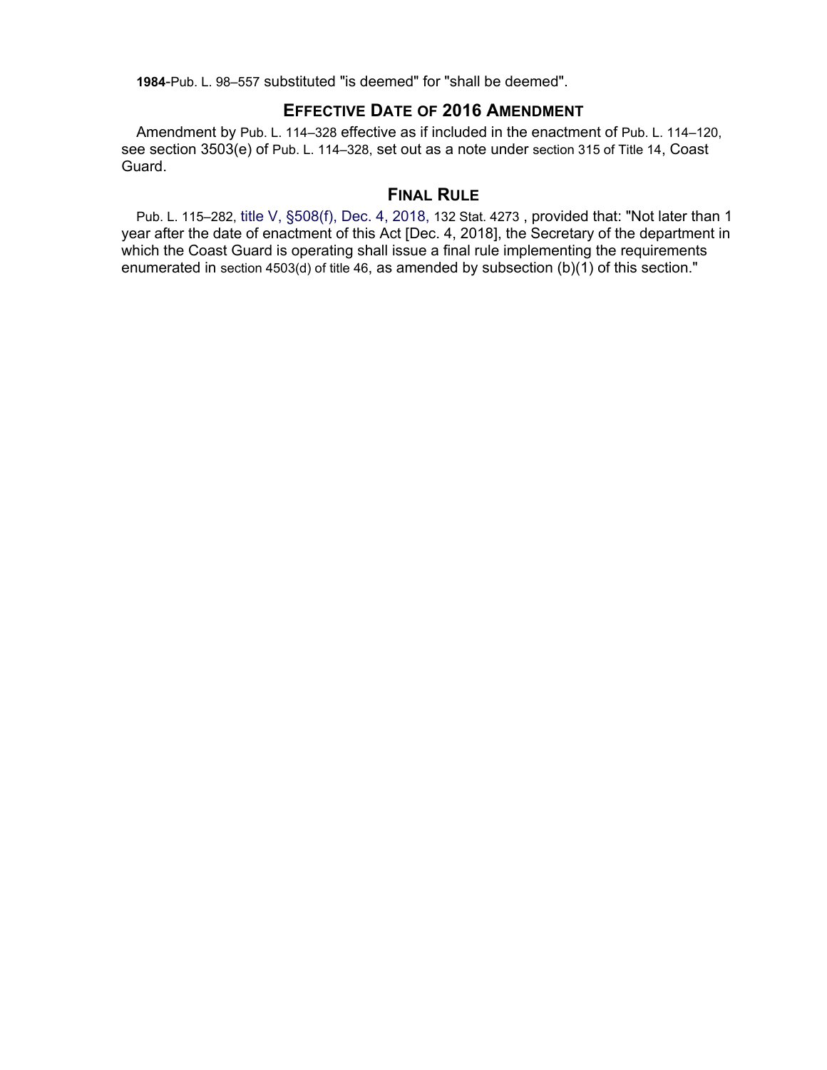**1984**-Pub. L. 98–557 substituted "is deemed" for "shall be deemed".

## Effective Date of 2016 Amendment

Amendment by Pub. L. 114–328 effective as if included in the enactment of Pub. L. 114–120, see section 3503(e) of Pub. L. 114–328, set out as a note under section 315 of Title 14, Coast Guard.

## Final Rule

Pub. L. 115–282, title V, §508(f), Dec. 4, 2018, 132 Stat. 4273 , provided that: "Not later than 1 year after the date of enactment of this Act [Dec. 4, 2018], the Secretary of the department in which the Coast Guard is operating shall issue a final rule implementing the requirements enumerated in section 4503(d) of title 46, as amended by subsection (b)(1) of this section."